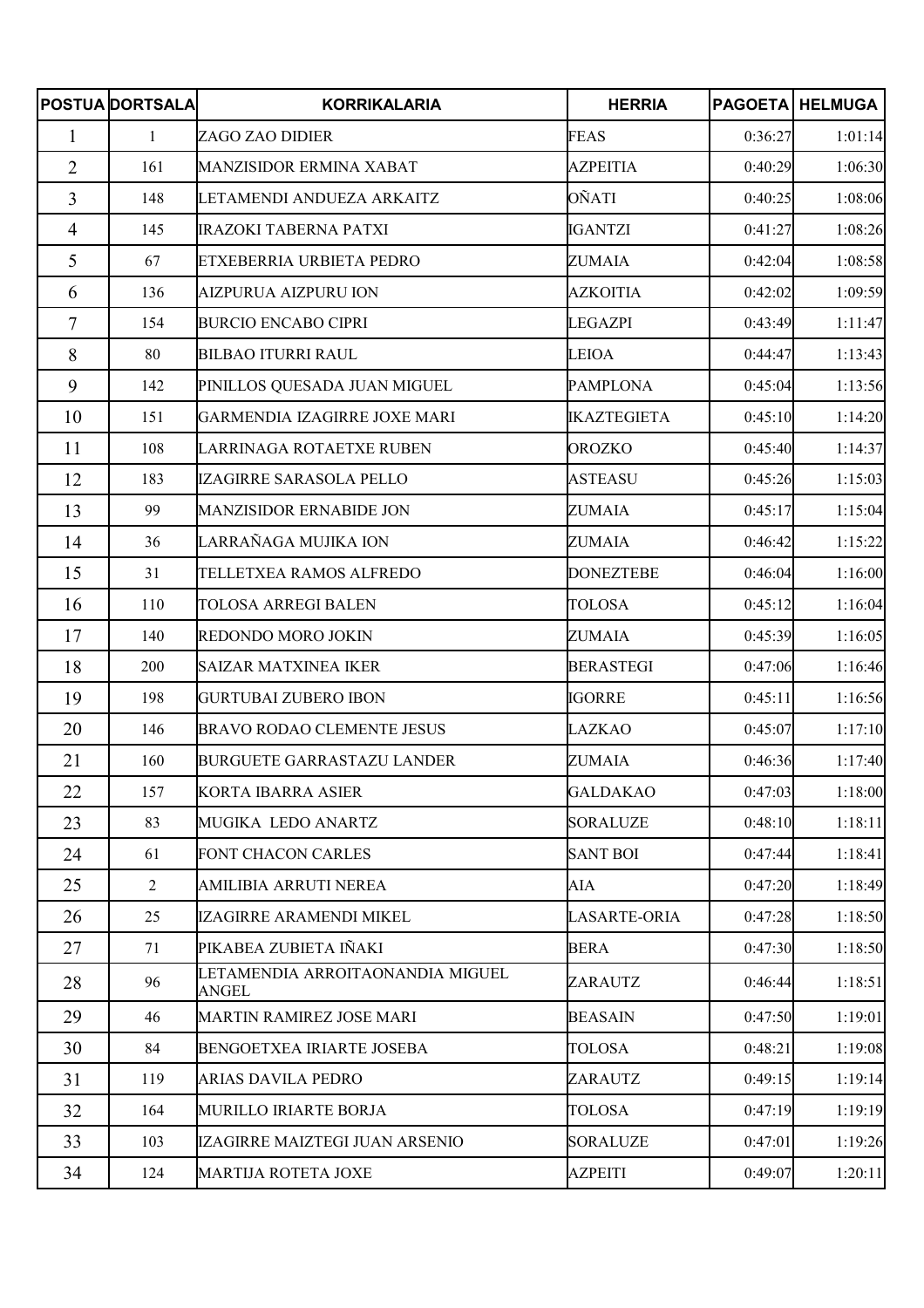| POSTUA | DORTSALA | KORRIKALARIA | HERRIA | PAGOETA | HELMUGA |
|---|---|---|---|---|---|
| 1 | 1 | ZAGO ZAO DIDIER | FEAS | 0:36:27 | 1:01:14 |
| 2 | 161 | MANZISIDOR ERMINA XABAT | AZPEITIA | 0:40:29 | 1:06:30 |
| 3 | 148 | LETAMENDI ANDUEZA ARKAITZ | OÑATI | 0:40:25 | 1:08:06 |
| 4 | 145 | IRAZOKI TABERNA PATXI | IGANTZI | 0:41:27 | 1:08:26 |
| 5 | 67 | ETXEBERRIA URBIETA PEDRO | ZUMAIA | 0:42:04 | 1:08:58 |
| 6 | 136 | AIZPURUA AIZPURU ION | AZKOITIA | 0:42:02 | 1:09:59 |
| 7 | 154 | BURCIO ENCABO CIPRI | LEGAZPI | 0:43:49 | 1:11:47 |
| 8 | 80 | BILBAO ITURRI RAUL | LEIOA | 0:44:47 | 1:13:43 |
| 9 | 142 | PINILLOS QUESADA JUAN MIGUEL | PAMPLONA | 0:45:04 | 1:13:56 |
| 10 | 151 | GARMENDIA IZAGIRRE JOXE MARI | IKAZTEGIETA | 0:45:10 | 1:14:20 |
| 11 | 108 | LARRINAGA ROTAETXE RUBEN | OROZKO | 0:45:40 | 1:14:37 |
| 12 | 183 | IZAGIRRE SARASOLA PELLO | ASTEASU | 0:45:26 | 1:15:03 |
| 13 | 99 | MANZISIDOR ERNABIDE JON | ZUMAIA | 0:45:17 | 1:15:04 |
| 14 | 36 | LARRAÑAGA MUJIKA ION | ZUMAIA | 0:46:42 | 1:15:22 |
| 15 | 31 | TELLETXEA RAMOS ALFREDO | DONEZTEBE | 0:46:04 | 1:16:00 |
| 16 | 110 | TOLOSA ARREGI BALEN | TOLOSA | 0:45:12 | 1:16:04 |
| 17 | 140 | REDONDO MORO JOKIN | ZUMAIA | 0:45:39 | 1:16:05 |
| 18 | 200 | SAIZAR MATXINEA IKER | BERASTEGI | 0:47:06 | 1:16:46 |
| 19 | 198 | GURTUBAI ZUBERO IBON | IGORRE | 0:45:11 | 1:16:56 |
| 20 | 146 | BRAVO RODAO CLEMENTE JESUS | LAZKAO | 0:45:07 | 1:17:10 |
| 21 | 160 | BURGUETE GARRASTAZU LANDER | ZUMAIA | 0:46:36 | 1:17:40 |
| 22 | 157 | KORTA IBARRA ASIER | GALDAKAO | 0:47:03 | 1:18:00 |
| 23 | 83 | MUGIKA LEDO ANARTZ | SORALUZE | 0:48:10 | 1:18:11 |
| 24 | 61 | FONT CHACON CARLES | SANT BOI | 0:47:44 | 1:18:41 |
| 25 | 2 | AMILIBIA ARRUTI NEREA | AIA | 0:47:20 | 1:18:49 |
| 26 | 25 | IZAGIRRE ARAMENDI MIKEL | LASARTE-ORIA | 0:47:28 | 1:18:50 |
| 27 | 71 | PIKABEA ZUBIETA IÑAKI | BERA | 0:47:30 | 1:18:50 |
| 28 | 96 | LETAMENDIA ARROITAONANDIA MIGUEL ANGEL | ZARAUTZ | 0:46:44 | 1:18:51 |
| 29 | 46 | MARTIN RAMIREZ JOSE MARI | BEASAIN | 0:47:50 | 1:19:01 |
| 30 | 84 | BENGOETXEA IRIARTE JOSEBA | TOLOSA | 0:48:21 | 1:19:08 |
| 31 | 119 | ARIAS DAVILA PEDRO | ZARAUTZ | 0:49:15 | 1:19:14 |
| 32 | 164 | MURILLO IRIARTE BORJA | TOLOSA | 0:47:19 | 1:19:19 |
| 33 | 103 | IZAGIRRE MAIZTEGI JUAN ARSENIO | SORALUZE | 0:47:01 | 1:19:26 |
| 34 | 124 | MARTIJA ROTETA JOXE | AZPEITI | 0:49:07 | 1:20:11 |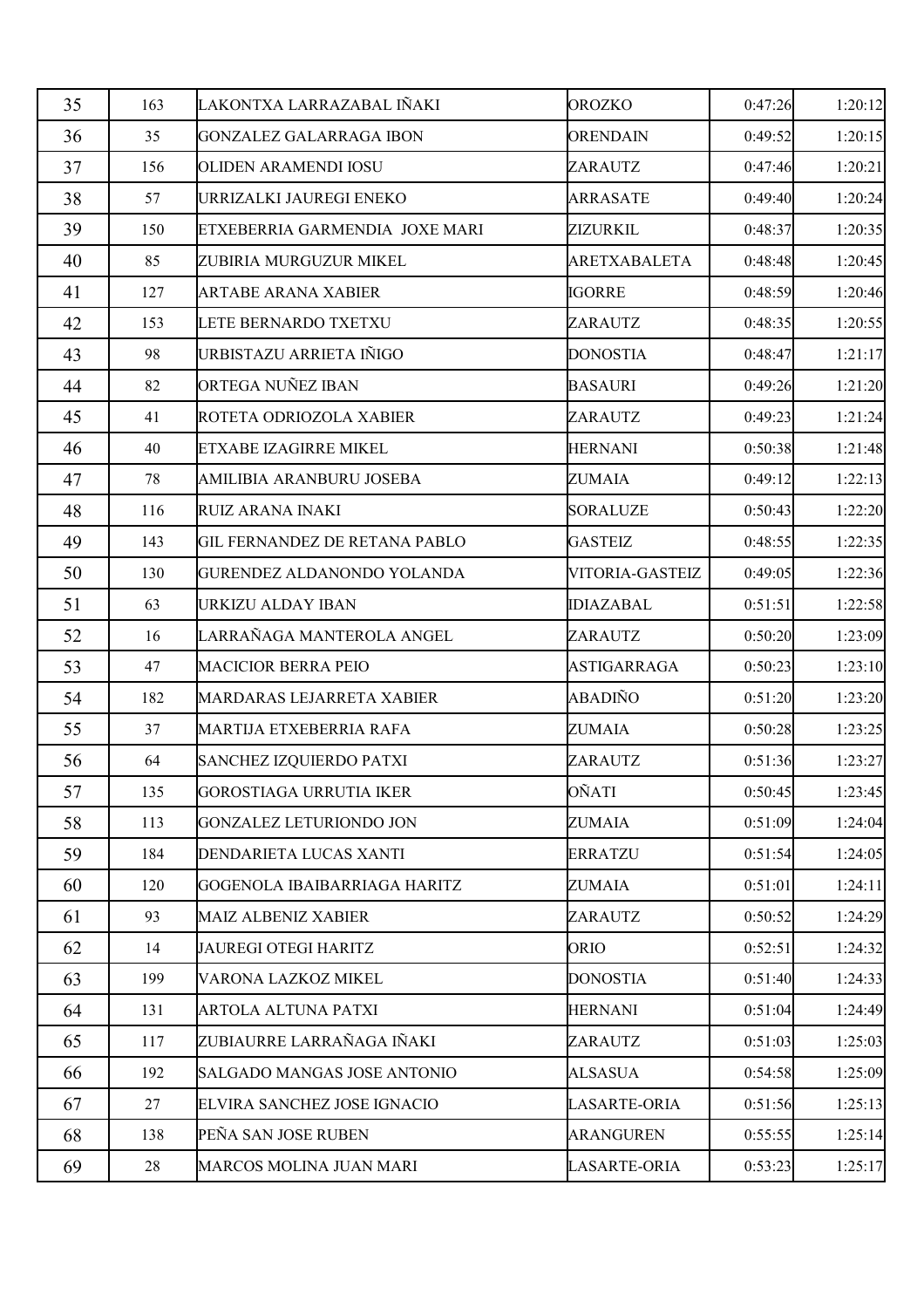| 35 | 163 | LAKONTXA LARRAZABAL IÑAKI | OROZKO | 0:47:26 | 1:20:12 |
|---|---|---|---|---|---|
| 36 | 35 | GONZALEZ GALARRAGA IBON | ORENDAIN | 0:49:52 | 1:20:15 |
| 37 | 156 | OLIDEN ARAMENDI IOSU | ZARAUTZ | 0:47:46 | 1:20:21 |
| 38 | 57 | URRIZALKI JAUREGI ENEKO | ARRASATE | 0:49:40 | 1:20:24 |
| 39 | 150 | ETXEBERRIA GARMENDIA JOXE MARI | ZIZURKIL | 0:48:37 | 1:20:35 |
| 40 | 85 | ZUBIRIA MURGUZUR MIKEL | ARETXABALETA | 0:48:48 | 1:20:45 |
| 41 | 127 | ARTABE ARANA XABIER | IGORRE | 0:48:59 | 1:20:46 |
| 42 | 153 | LETE BERNARDO TXETXU | ZARAUTZ | 0:48:35 | 1:20:55 |
| 43 | 98 | URBISTAZU ARRIETA IÑIGO | DONOSTIA | 0:48:47 | 1:21:17 |
| 44 | 82 | ORTEGA NUÑEZ IBAN | BASAURI | 0:49:26 | 1:21:20 |
| 45 | 41 | ROTETA ODRIOZOLA XABIER | ZARAUTZ | 0:49:23 | 1:21:24 |
| 46 | 40 | ETXABE IZAGIRRE MIKEL | HERNANI | 0:50:38 | 1:21:48 |
| 47 | 78 | AMILIBIA ARANBURU JOSEBA | ZUMAIA | 0:49:12 | 1:22:13 |
| 48 | 116 | RUIZ ARANA INAKI | SORALUZE | 0:50:43 | 1:22:20 |
| 49 | 143 | GIL FERNANDEZ DE RETANA PABLO | GASTEIZ | 0:48:55 | 1:22:35 |
| 50 | 130 | GURENDEZ ALDANONDO YOLANDA | VITORIA-GASTEIZ | 0:49:05 | 1:22:36 |
| 51 | 63 | URKIZU ALDAY IBAN | IDIAZABAL | 0:51:51 | 1:22:58 |
| 52 | 16 | LARRAÑAGA MANTEROLA ANGEL | ZARAUTZ | 0:50:20 | 1:23:09 |
| 53 | 47 | MACICIOR BERRA PEIO | ASTIGARRAGA | 0:50:23 | 1:23:10 |
| 54 | 182 | MARDARAS LEJARRETA XABIER | ABADIÑO | 0:51:20 | 1:23:20 |
| 55 | 37 | MARTIJA ETXEBERRIA RAFA | ZUMAIA | 0:50:28 | 1:23:25 |
| 56 | 64 | SANCHEZ IZQUIERDO PATXI | ZARAUTZ | 0:51:36 | 1:23:27 |
| 57 | 135 | GOROSTIAGA URRUTIA IKER | OÑATI | 0:50:45 | 1:23:45 |
| 58 | 113 | GONZALEZ LETURIONDO JON | ZUMAIA | 0:51:09 | 1:24:04 |
| 59 | 184 | DENDARIETA LUCAS XANTI | ERRATZU | 0:51:54 | 1:24:05 |
| 60 | 120 | GOGENOLA IBAIBARRIAGA HARITZ | ZUMAIA | 0:51:01 | 1:24:11 |
| 61 | 93 | MAIZ ALBENIZ XABIER | ZARAUTZ | 0:50:52 | 1:24:29 |
| 62 | 14 | JAUREGI OTEGI HARITZ | ORIO | 0:52:51 | 1:24:32 |
| 63 | 199 | VARONA LAZKOZ MIKEL | DONOSTIA | 0:51:40 | 1:24:33 |
| 64 | 131 | ARTOLA ALTUNA PATXI | HERNANI | 0:51:04 | 1:24:49 |
| 65 | 117 | ZUBIAURRE LARRAÑAGA IÑAKI | ZARAUTZ | 0:51:03 | 1:25:03 |
| 66 | 192 | SALGADO MANGAS JOSE ANTONIO | ALSASUA | 0:54:58 | 1:25:09 |
| 67 | 27 | ELVIRA SANCHEZ JOSE IGNACIO | LASARTE-ORIA | 0:51:56 | 1:25:13 |
| 68 | 138 | PEÑA SAN JOSE RUBEN | ARANGUREN | 0:55:55 | 1:25:14 |
| 69 | 28 | MARCOS MOLINA JUAN MARI | LASARTE-ORIA | 0:53:23 | 1:25:17 |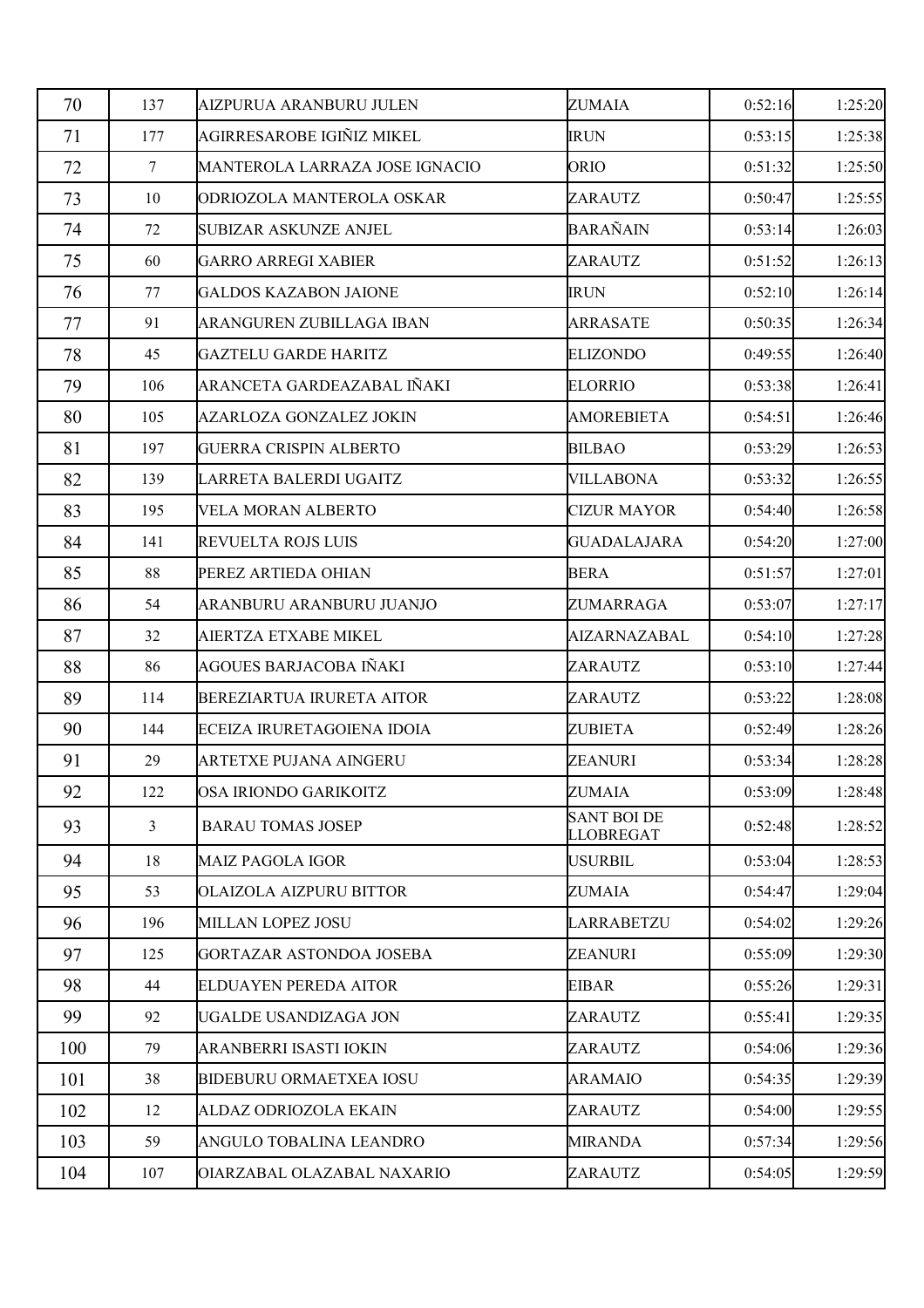| 70 | 137 | AIZPURUA ARANBURU JULEN | ZUMAIA | 0:52:16 | 1:25:20 |
|---|---|---|---|---|---|
| 71 | 177 | AGIRRESAROBE IGIÑIZ MIKEL | IRUN | 0:53:15 | 1:25:38 |
| 72 | 7 | MANTEROLA LARRAZA JOSE IGNACIO | ORIO | 0:51:32 | 1:25:50 |
| 73 | 10 | ODRIOZOLA MANTEROLA OSKAR | ZARAUTZ | 0:50:47 | 1:25:55 |
| 74 | 72 | SUBIZAR ASKUNZE ANJEL | BARAÑAIN | 0:53:14 | 1:26:03 |
| 75 | 60 | GARRO ARREGI XABIER | ZARAUTZ | 0:51:52 | 1:26:13 |
| 76 | 77 | GALDOS KAZABON JAIONE | IRUN | 0:52:10 | 1:26:14 |
| 77 | 91 | ARANGUREN ZUBILLAGA IBAN | ARRASATE | 0:50:35 | 1:26:34 |
| 78 | 45 | GAZTELU GARDE HARITZ | ELIZONDO | 0:49:55 | 1:26:40 |
| 79 | 106 | ARANCETA GARDEAZABAL IÑAKI | ELORRIO | 0:53:38 | 1:26:41 |
| 80 | 105 | AZARLOZA GONZALEZ JOKIN | AMOREBIETA | 0:54:51 | 1:26:46 |
| 81 | 197 | GUERRA CRISPIN ALBERTO | BILBAO | 0:53:29 | 1:26:53 |
| 82 | 139 | LARRETA BALERDI UGAITZ | VILLABONA | 0:53:32 | 1:26:55 |
| 83 | 195 | VELA MORAN ALBERTO | CIZUR MAYOR | 0:54:40 | 1:26:58 |
| 84 | 141 | REVUELTA ROJS LUIS | GUADALAJARA | 0:54:20 | 1:27:00 |
| 85 | 88 | PEREZ ARTIEDA OHIAN | BERA | 0:51:57 | 1:27:01 |
| 86 | 54 | ARANBURU ARANBURU JUANJO | ZUMARRAGA | 0:53:07 | 1:27:17 |
| 87 | 32 | AIERTZA ETXABE MIKEL | AIZARNAZABAL | 0:54:10 | 1:27:28 |
| 88 | 86 | AGOUES BARJACOBA IÑAKI | ZARAUTZ | 0:53:10 | 1:27:44 |
| 89 | 114 | BEREZIARTUA IRURETA AITOR | ZARAUTZ | 0:53:22 | 1:28:08 |
| 90 | 144 | ECEIZA IRURETAGOIENA IDOIA | ZUBIETA | 0:52:49 | 1:28:26 |
| 91 | 29 | ARTETXE PUJANA AINGERU | ZEANURI | 0:53:34 | 1:28:28 |
| 92 | 122 | OSA IRIONDO GARIKOITZ | ZUMAIA | 0:53:09 | 1:28:48 |
| 93 | 3 | BARAU TOMAS JOSEP | SANT BOI DE LLOBREGAT | 0:52:48 | 1:28:52 |
| 94 | 18 | MAIZ PAGOLA IGOR | USURBIL | 0:53:04 | 1:28:53 |
| 95 | 53 | OLAIZOLA AIZPURU BITTOR | ZUMAIA | 0:54:47 | 1:29:04 |
| 96 | 196 | MILLAN LOPEZ JOSU | LARRABETZU | 0:54:02 | 1:29:26 |
| 97 | 125 | GORTAZAR ASTONDOA JOSEBA | ZEANURI | 0:55:09 | 1:29:30 |
| 98 | 44 | ELDUAYEN PEREDA AITOR | EIBAR | 0:55:26 | 1:29:31 |
| 99 | 92 | UGALDE USANDIZAGA JON | ZARAUTZ | 0:55:41 | 1:29:35 |
| 100 | 79 | ARANBERRI ISASTI IOKIN | ZARAUTZ | 0:54:06 | 1:29:36 |
| 101 | 38 | BIDEBURU ORMAETXEA IOSU | ARAMAIO | 0:54:35 | 1:29:39 |
| 102 | 12 | ALDAZ ODRIOZOLA EKAIN | ZARAUTZ | 0:54:00 | 1:29:55 |
| 103 | 59 | ANGULO TOBALINA LEANDRO | MIRANDA | 0:57:34 | 1:29:56 |
| 104 | 107 | OIARZABAL OLAZABAL NAXARIO | ZARAUTZ | 0:54:05 | 1:29:59 |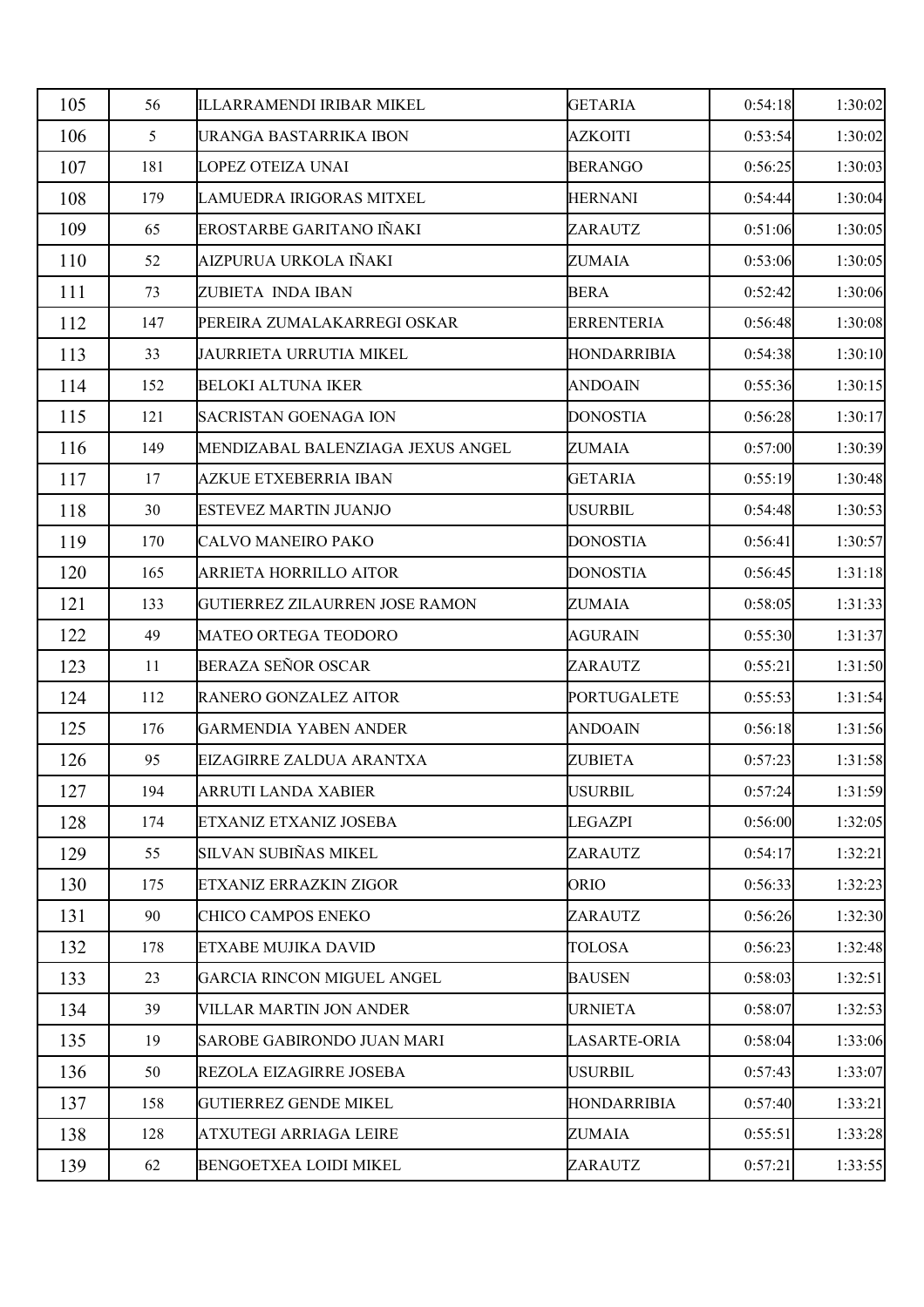| | | | | | |
|---|---|---|---|---|---|
| 105 | 56 | ILLARRAMENDI IRIBAR MIKEL | GETARIA | 0:54:18 | 1:30:02 |
| 106 | 5 | URANGA BASTARRIKA IBON | AZKOITI | 0:53:54 | 1:30:02 |
| 107 | 181 | LOPEZ OTEIZA UNAI | BERANGO | 0:56:25 | 1:30:03 |
| 108 | 179 | LAMUEDRA IRIGORAS MITXEL | HERNANI | 0:54:44 | 1:30:04 |
| 109 | 65 | EROSTARBE GARITANO IÑAKI | ZARAUTZ | 0:51:06 | 1:30:05 |
| 110 | 52 | AIZPURUA URKOLA IÑAKI | ZUMAIA | 0:53:06 | 1:30:05 |
| 111 | 73 | ZUBIETA INDA IBAN | BERA | 0:52:42 | 1:30:06 |
| 112 | 147 | PEREIRA ZUMALAKARREGI OSKAR | ERRENTERIA | 0:56:48 | 1:30:08 |
| 113 | 33 | JAURRIETA URRUTIA MIKEL | HONDARRIBIA | 0:54:38 | 1:30:10 |
| 114 | 152 | BELOKI ALTUNA IKER | ANDOAIN | 0:55:36 | 1:30:15 |
| 115 | 121 | SACRISTAN GOENAGA ION | DONOSTIA | 0:56:28 | 1:30:17 |
| 116 | 149 | MENDIZABAL BALENZIAGA JEXUS ANGEL | ZUMAIA | 0:57:00 | 1:30:39 |
| 117 | 17 | AZKUE ETXEBERRIA IBAN | GETARIA | 0:55:19 | 1:30:48 |
| 118 | 30 | ESTEVEZ MARTIN JUANJO | USURBIL | 0:54:48 | 1:30:53 |
| 119 | 170 | CALVO MANEIRO PAKO | DONOSTIA | 0:56:41 | 1:30:57 |
| 120 | 165 | ARRIETA HORRILLO AITOR | DONOSTIA | 0:56:45 | 1:31:18 |
| 121 | 133 | GUTIERREZ ZILAURREN JOSE RAMON | ZUMAIA | 0:58:05 | 1:31:33 |
| 122 | 49 | MATEO ORTEGA TEODORO | AGURAIN | 0:55:30 | 1:31:37 |
| 123 | 11 | BERAZA SEÑOR OSCAR | ZARAUTZ | 0:55:21 | 1:31:50 |
| 124 | 112 | RANERO GONZALEZ AITOR | PORTUGALETE | 0:55:53 | 1:31:54 |
| 125 | 176 | GARMENDIA YABEN ANDER | ANDOAIN | 0:56:18 | 1:31:56 |
| 126 | 95 | EIZAGIRRE ZALDUA ARANTXA | ZUBIETA | 0:57:23 | 1:31:58 |
| 127 | 194 | ARRUTI LANDA XABIER | USURBIL | 0:57:24 | 1:31:59 |
| 128 | 174 | ETXANIZ ETXANIZ JOSEBA | LEGAZPI | 0:56:00 | 1:32:05 |
| 129 | 55 | SILVAN SUBIÑAS MIKEL | ZARAUTZ | 0:54:17 | 1:32:21 |
| 130 | 175 | ETXANIZ ERRAZKIN ZIGOR | ORIO | 0:56:33 | 1:32:23 |
| 131 | 90 | CHICO CAMPOS ENEKO | ZARAUTZ | 0:56:26 | 1:32:30 |
| 132 | 178 | ETXABE MUJIKA DAVID | TOLOSA | 0:56:23 | 1:32:48 |
| 133 | 23 | GARCIA RINCON MIGUEL ANGEL | BAUSEN | 0:58:03 | 1:32:51 |
| 134 | 39 | VILLAR MARTIN JON ANDER | URNIETA | 0:58:07 | 1:32:53 |
| 135 | 19 | SAROBE GABIRONDO JUAN MARI | LASARTE-ORIA | 0:58:04 | 1:33:06 |
| 136 | 50 | REZOLA EIZAGIRRE JOSEBA | USURBIL | 0:57:43 | 1:33:07 |
| 137 | 158 | GUTIERREZ GENDE MIKEL | HONDARRIBIA | 0:57:40 | 1:33:21 |
| 138 | 128 | ATXUTEGI ARRIAGA LEIRE | ZUMAIA | 0:55:51 | 1:33:28 |
| 139 | 62 | BENGOETXEA LOIDI MIKEL | ZARAUTZ | 0:57:21 | 1:33:55 |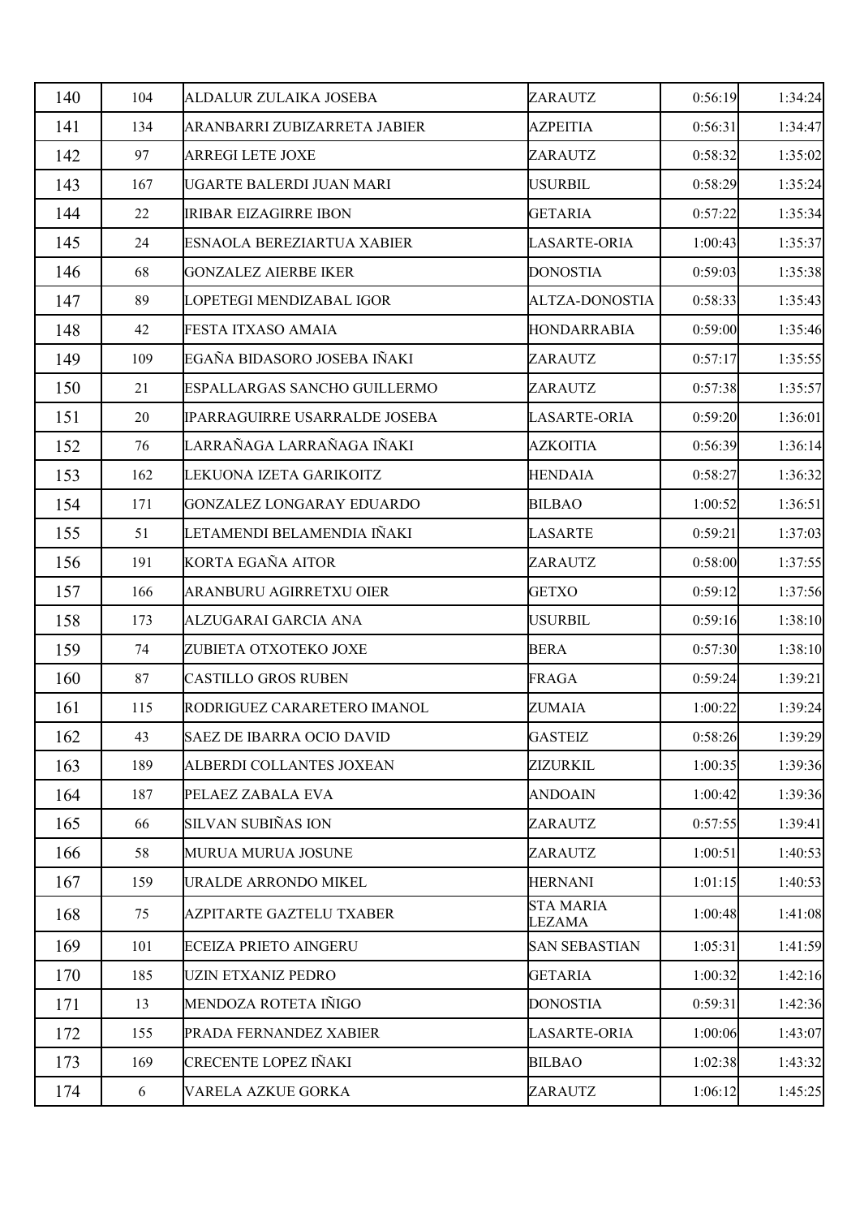| 140 | 104 | ALDALUR ZULAIKA JOSEBA | ZARAUTZ | 0:56:19 | 1:34:24 |
|---|---|---|---|---|---|
| 141 | 134 | ARANBARRI ZUBIZARRETA JABIER | AZPEITIA | 0:56:31 | 1:34:47 |
| 142 | 97 | ARREGI LETE JOXE | ZARAUTZ | 0:58:32 | 1:35:02 |
| 143 | 167 | UGARTE BALERDI JUAN MARI | USURBIL | 0:58:29 | 1:35:24 |
| 144 | 22 | IRIBAR EIZAGIRRE IBON | GETARIA | 0:57:22 | 1:35:34 |
| 145 | 24 | ESNAOLA BEREZIARTUA XABIER | LASARTE-ORIA | 1:00:43 | 1:35:37 |
| 146 | 68 | GONZALEZ AIERBE IKER | DONOSTIA | 0:59:03 | 1:35:38 |
| 147 | 89 | LOPETEGI MENDIZABAL IGOR | ALTZA-DONOSTIA | 0:58:33 | 1:35:43 |
| 148 | 42 | FESTA ITXASO AMAIA | HONDARRABIA | 0:59:00 | 1:35:46 |
| 149 | 109 | EGAÑA BIDASORO JOSEBA IÑAKI | ZARAUTZ | 0:57:17 | 1:35:55 |
| 150 | 21 | ESPALLARGAS SANCHO GUILLERMO | ZARAUTZ | 0:57:38 | 1:35:57 |
| 151 | 20 | IPARRAGUIRRE USARRALDE JOSEBA | LASARTE-ORIA | 0:59:20 | 1:36:01 |
| 152 | 76 | LARRAÑAGA LARRAÑAGA IÑAKI | AZKOITIA | 0:56:39 | 1:36:14 |
| 153 | 162 | LEKUONA IZETA GARIKOITZ | HENDAIA | 0:58:27 | 1:36:32 |
| 154 | 171 | GONZALEZ LONGARAY EDUARDO | BILBAO | 1:00:52 | 1:36:51 |
| 155 | 51 | LETAMENDI BELAMENDIA IÑAKI | LASARTE | 0:59:21 | 1:37:03 |
| 156 | 191 | KORTA EGAÑA AITOR | ZARAUTZ | 0:58:00 | 1:37:55 |
| 157 | 166 | ARANBURU AGIRRETXU OIER | GETXO | 0:59:12 | 1:37:56 |
| 158 | 173 | ALZUGARAI GARCIA ANA | USURBIL | 0:59:16 | 1:38:10 |
| 159 | 74 | ZUBIETA OTXOTEKO JOXE | BERA | 0:57:30 | 1:38:10 |
| 160 | 87 | CASTILLO GROS RUBEN | FRAGA | 0:59:24 | 1:39:21 |
| 161 | 115 | RODRIGUEZ CARARETERO IMANOL | ZUMAIA | 1:00:22 | 1:39:24 |
| 162 | 43 | SAEZ DE IBARRA OCIO DAVID | GASTEIZ | 0:58:26 | 1:39:29 |
| 163 | 189 | ALBERDI COLLANTES JOXEAN | ZIZURKIL | 1:00:35 | 1:39:36 |
| 164 | 187 | PELAEZ ZABALA EVA | ANDOAIN | 1:00:42 | 1:39:36 |
| 165 | 66 | SILVAN SUBIÑAS ION | ZARAUTZ | 0:57:55 | 1:39:41 |
| 166 | 58 | MURUA MURUA JOSUNE | ZARAUTZ | 1:00:51 | 1:40:53 |
| 167 | 159 | URALDE ARRONDO MIKEL | HERNANI | 1:01:15 | 1:40:53 |
| 168 | 75 | AZPITARTE GAZTELU TXABER | STA MARIA LEZAMA | 1:00:48 | 1:41:08 |
| 169 | 101 | ECEIZA PRIETO AINGERU | SAN SEBASTIAN | 1:05:31 | 1:41:59 |
| 170 | 185 | UZIN ETXANIZ PEDRO | GETARIA | 1:00:32 | 1:42:16 |
| 171 | 13 | MENDOZA ROTETA IÑIGO | DONOSTIA | 0:59:31 | 1:42:36 |
| 172 | 155 | PRADA FERNANDEZ XABIER | LASARTE-ORIA | 1:00:06 | 1:43:07 |
| 173 | 169 | CRECENTE LOPEZ IÑAKI | BILBAO | 1:02:38 | 1:43:32 |
| 174 | 6 | VARELA AZKUE GORKA | ZARAUTZ | 1:06:12 | 1:45:25 |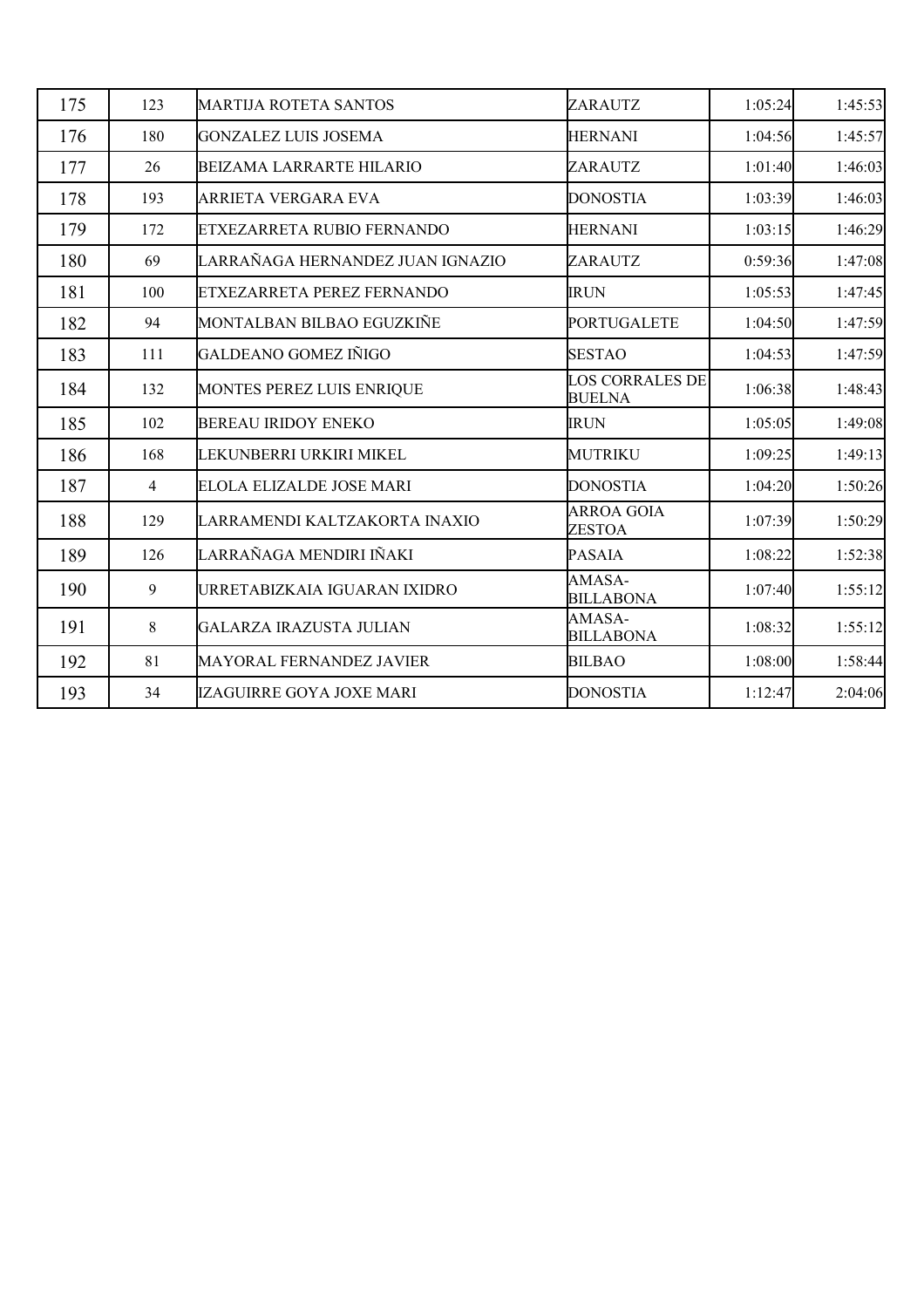| | | | | | |
|---|---|---|---|---|---|
| 175 | 123 | MARTIJA ROTETA SANTOS | ZARAUTZ | 1:05:24 | 1:45:53 |
| 176 | 180 | GONZALEZ LUIS JOSEMA | HERNANI | 1:04:56 | 1:45:57 |
| 177 | 26 | BEIZAMA LARRARTE HILARIO | ZARAUTZ | 1:01:40 | 1:46:03 |
| 178 | 193 | ARRIETA VERGARA EVA | DONOSTIA | 1:03:39 | 1:46:03 |
| 179 | 172 | ETXEZARRETA RUBIO FERNANDO | HERNANI | 1:03:15 | 1:46:29 |
| 180 | 69 | LARRAÑAGA HERNANDEZ JUAN IGNAZIO | ZARAUTZ | 0:59:36 | 1:47:08 |
| 181 | 100 | ETXEZARRETA PEREZ FERNANDO | IRUN | 1:05:53 | 1:47:45 |
| 182 | 94 | MONTALBAN BILBAO EGUZKIÑE | PORTUGALETE | 1:04:50 | 1:47:59 |
| 183 | 111 | GALDEANO GOMEZ IÑIGO | SESTAO | 1:04:53 | 1:47:59 |
| 184 | 132 | MONTES PEREZ LUIS ENRIQUE | LOS CORRALES DE BUELNA | 1:06:38 | 1:48:43 |
| 185 | 102 | BEREAU IRIDOY ENEKO | IRUN | 1:05:05 | 1:49:08 |
| 186 | 168 | LEKUNBERRI URKIRI MIKEL | MUTRIKU | 1:09:25 | 1:49:13 |
| 187 | 4 | ELOLA ELIZALDE JOSE MARI | DONOSTIA | 1:04:20 | 1:50:26 |
| 188 | 129 | LARRAMENDI KALTZAKORTA INAXIO | ARROA GOIA ZESTOA | 1:07:39 | 1:50:29 |
| 189 | 126 | LARRAÑAGA MENDIRI IÑAKI | PASAIA | 1:08:22 | 1:52:38 |
| 190 | 9 | URRETABIZKAIA IGUARAN IXIDRO | AMASA-BILLABONA | 1:07:40 | 1:55:12 |
| 191 | 8 | GALARZA IRAZUSTA JULIAN | AMASA-BILLABONA | 1:08:32 | 1:55:12 |
| 192 | 81 | MAYORAL FERNANDEZ JAVIER | BILBAO | 1:08:00 | 1:58:44 |
| 193 | 34 | IZAGUIRRE GOYA JOXE MARI | DONOSTIA | 1:12:47 | 2:04:06 |